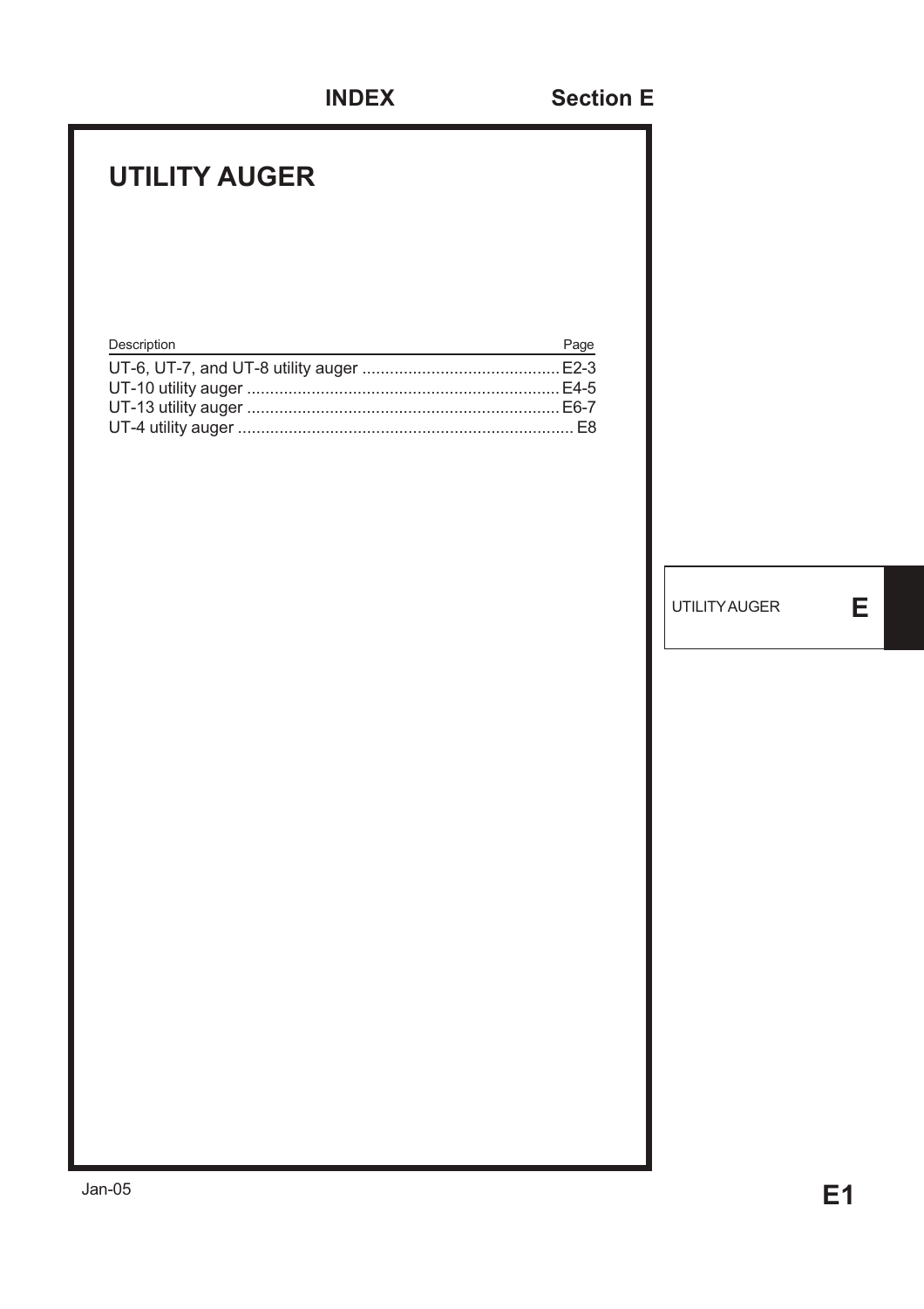# INDEX Section E

## UTILITY AUGER

| Description | Page |
|---|---|
| UT-6, UT-7, and UT-8 utility auger | E2-3 |
| UT-10 utility auger | E4-5 |
| UT-13 utility auger | E6-7 |
| UT-4 utility auger | E8 |

UTILITY AUGER **E**

Jan-05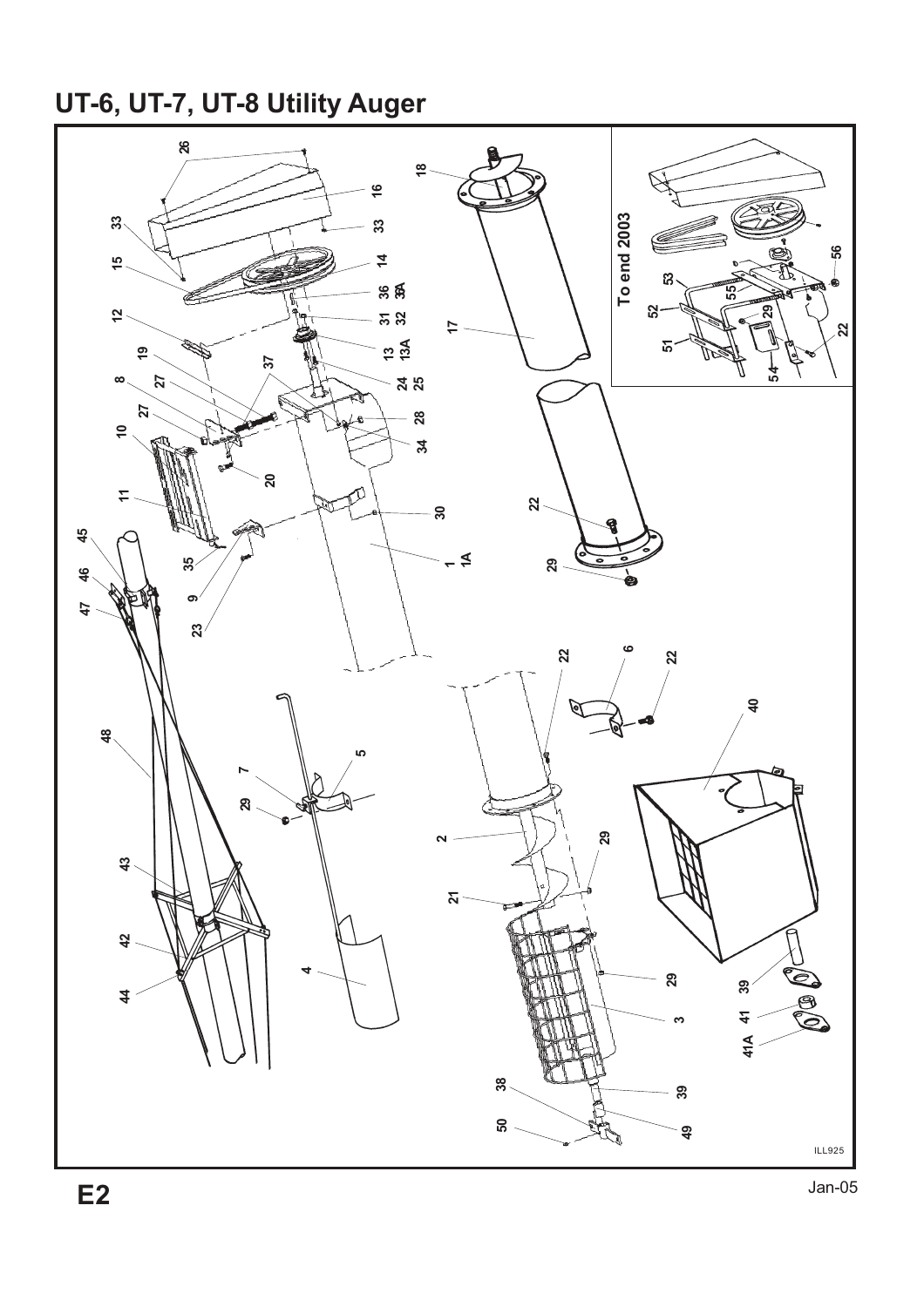# UT-6, UT-7, UT-8 Utility Auger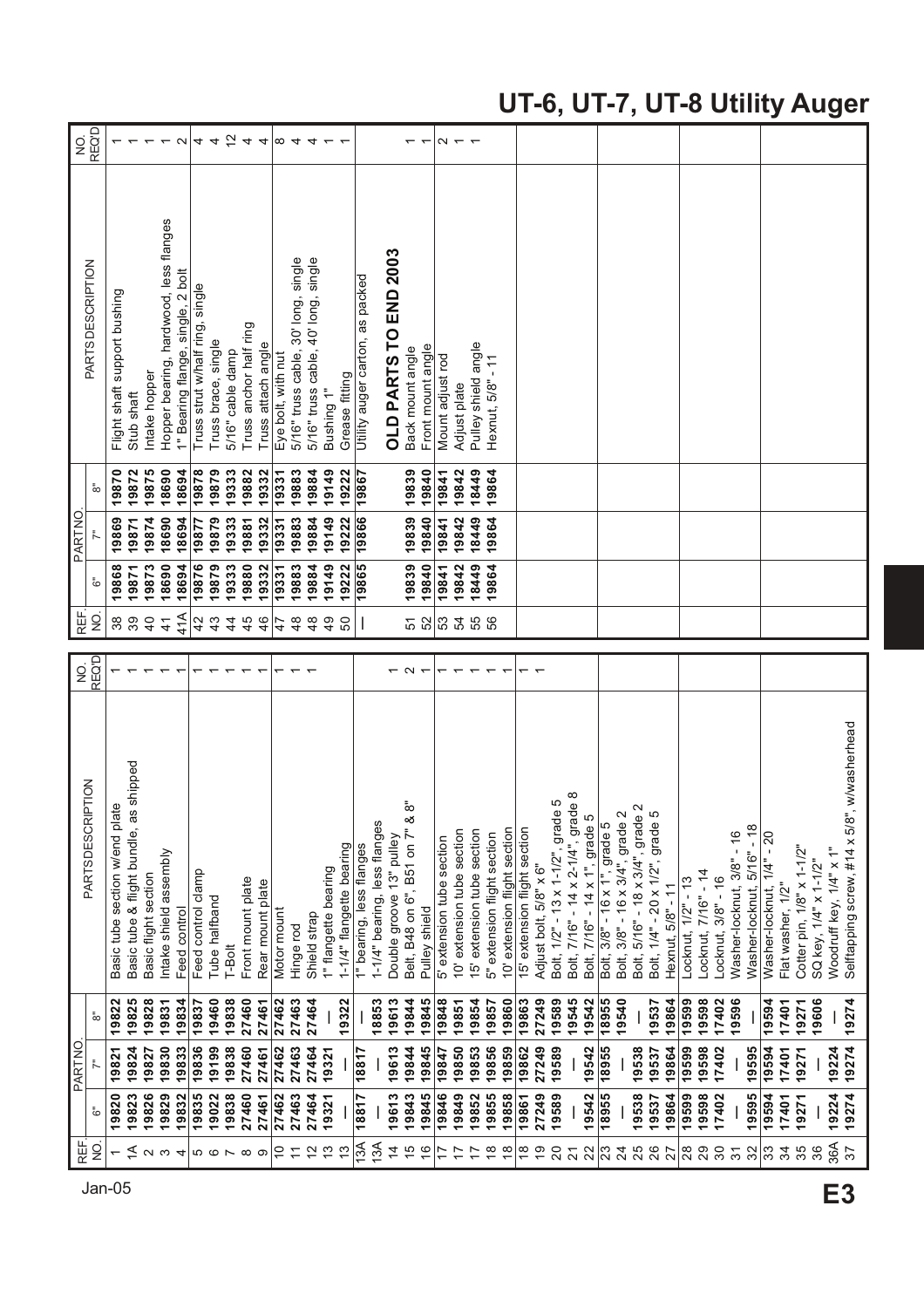# UT-6, UT-7, UT-8 Utility Auger

| REF. NO. | PART NO. 6" | PART NO. 7" | PART NO. 8" | PARTS DESCRIPTION | NO. REQ'D |
|---|---|---|---|---|---|
| 1 | 19820 | 19821 | 19822 | Basic tube section w/end plate | 1 |
| 1A | 19823 | 19824 | 19825 | Basic tube & flight bundle, as shipped | 1 |
| 2 | 19826 | 19827 | 19828 | Basic flight section | 1 |
| 3 | 19829 | 19830 | 19831 | Intake shield assembly | 1 |
| 4 | 19832 | 19833 | 19834 | Feed control | 1 |
| 5 | 19835 | 19836 | 19837 | Feed control clamp | 1 |
| 6 | 19022 | 19199 | 19460 | Tube halfband | 1 |
| 7 | 19838 | 19838 | 19838 | T-Bolt | 1 |
| 8 | 27460 | 27460 | 27460 | Front mount plate | 1 |
| 9 | 27461 | 27461 | 27461 | Rear mount plate | 1 |
| 10 | 27462 | 27462 | 27462 | Motor mount | 1 |
| 11 | 27463 | 27463 | 27463 | Hinge rod | 1 |
| 12 | 27464 | 27464 | 27464 | Shield strap | 1 |
| 13 | 19321 | 19321 | — | 1" flangette bearing | |
| 13 | — | — | 19322 | 1-1/4" flangette bearing | |
| 13A | 18817 | 18817 | — | 1" bearing, less flanges | |
| 13A | — | — | 18853 | 1-1/4" bearing, less flanges | |
| 14 | 19613 | 19613 | 19613 | Double groove 13" pulley | 1 |
| 15 | 19843 | 19844 | 19844 | Belt, B48 on 6", B51 on 7" & 8" | 2 |
| 16 | 19845 | 19845 | 19845 | Pulley shield | 1 |
| 17 | 19846 | 19847 | 19848 | 5' extension tube section | 1 |
| 17 | 19849 | 19850 | 19851 | 10' extension tube section | 1 |
| 17 | 19852 | 19853 | 19854 | 15' extension tube section | 1 |
| 18 | 19855 | 19856 | 19857 | 5' extension flight section | 1 |
| 18 | 19858 | 19859 | 19860 | 10' extension flight section | 1 |
| 18 | 19861 | 19862 | 19863 | 15' extension flight section | 1 |
| 19 | 27249 | 27249 | 27249 | Adjust bolt, 5/8" x 6" | 1 |
| 20 | 19589 | 19589 | 19589 | Bolt, 1/2" - 13 x 1-1/2", grade 5 | |
| 21 | — | — | 19545 | Bolt, 7/16" - 14 x 2-1/4", grade 8 | |
| 22 | 19542 | 19542 | 19542 | Bolt, 7/16" - 14 x 1", grade 5 | |
| 23 | 18955 | 18955 | 18955 | Bolt, 3/8" - 16 x 1", grade 5 | |
| 24 | — | — | 19540 | Bolt, 3/8" - 16 x 3/4", grade 2 | |
| 25 | 19538 | 19538 | — | Bolt, 5/16" - 18 x 3/4", grade 2 | |
| 26 | 19537 | 19537 | 19537 | Bolt, 1/4" - 20 x 1/2", grade 5 | |
| 27 | 19864 | 19864 | 19864 | Hexnut, 5/8" - 11 | |
| 28 | 19599 | 19599 | 19599 | Locknut, 1/2" - 13 | |
| 29 | 19598 | 19598 | 19598 | Locknut, 7/16" - 14 | |
| 30 | 17402 | 17402 | 17402 | Locknut, 3/8" - 16 | |
| 31 | — | — | 19596 | Washer-locknut, 3/8" - 16 | |
| 32 | 19595 | 19595 | — | Washer-locknut, 5/16" - 18 | |
| 33 | 19594 | 19594 | 19594 | Washer-locknut, 1/4" - 20 | |
| 34 | 17401 | 17401 | 17401 | Flat washer, 1/2" | |
| 35 | 19271 | 19271 | 19271 | Cotter pin, 1/8" x 1-1/2" | |
| 36 | — | — | 19606 | SQ key, 1/4" x 1-1/2" | |
| 36A | 19224 | 19224 | — | Woodruff key, 1/4" x 1" | |
| 37 | 19274 | 19274 | 19274 | Selftapping screw, #14 x 5/8", w/washerhead | |

| REF. NO. | PART NO. 6" | PART NO. 7" | PART NO. 8" | PARTS DESCRIPTION | NO. REQ'D |
|---|---|---|---|---|---|
| 38 | 19868 | 19869 | 19870 | Flight shaft support bushing | 1 |
| 39 | 19871 | 19871 | 19872 | Stub shaft | 1 |
| 40 | 19873 | 19874 | 19875 | Intake hopper | 1 |
| 41 | 18690 | 18690 | 18690 | Hopper bearing, hardwood, less flanges | 1 |
| 41A | 18694 | 18694 | 18694 | 1" Bearing flange, single, 2 bolt | 2 |
| 42 | 19876 | 19877 | 19878 | Truss strut w/half ring, single | 4 |
| 43 | 19879 | 19879 | 19879 | Truss brace, single | 4 |
| 44 | 19333 | 19333 | 19333 | 5/16" cable clamp | 12 |
| 45 | 19880 | 19881 | 19882 | Truss anchor half ring | 4 |
| 46 | 19332 | 19332 | 19332 | Truss attach angle | 4 |
| 47 | 19331 | 19331 | 19331 | Eye bolt, with nut | 8 |
| 48 | 19883 | 19883 | 19883 | 5/16" truss cable, 30' long, single | 4 |
| 48 | 19884 | 19884 | 19884 | 5/16" truss cable, 40' long, single | 4 |
| 49 | 19149 | 19149 | 19149 | Bushing 1" | 1 |
| 50 | 19222 | 19222 | 19222 | Grease fitting | 1 |
| — | 19865 | 19866 | 19867 | Utility auger carton, as packed | |
| | | | | **OLD PARTS TO END 2003** | |
| 51 | 19839 | 19839 | 19839 | Back mount angle | 1 |
| 52 | 19840 | 19840 | 19840 | Front mount angle | 1 |
| 53 | 19841 | 19841 | 19841 | Mount adjust rod | 2 |
| 54 | 19842 | 19842 | 19842 | Adjust plate | 1 |
| 55 | 18449 | 18449 | 18449 | Pulley shield angle | 1 |
| 56 | 19864 | 19864 | 19864 | Hexnut, 5/8" - 11 | |

Jan-05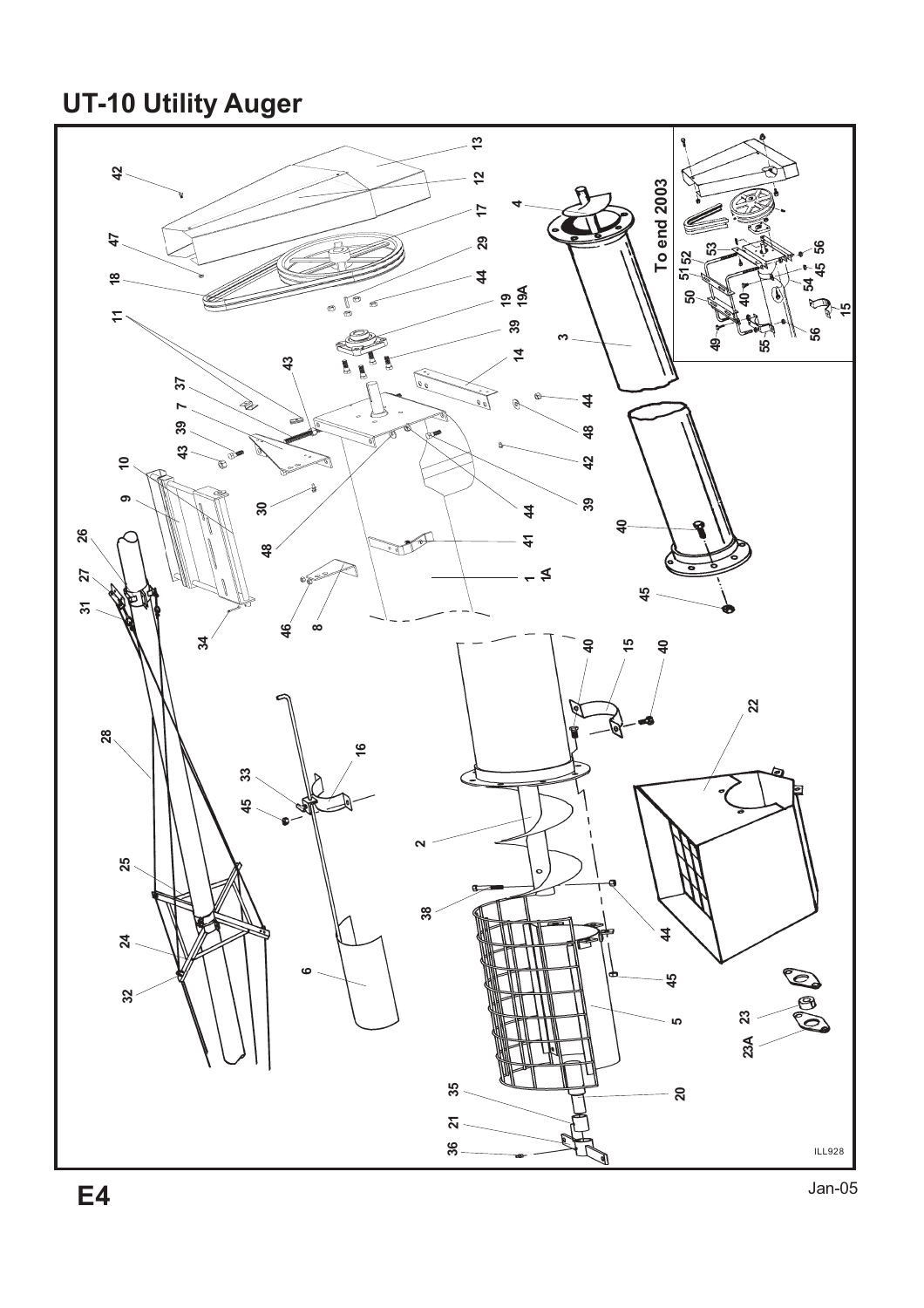## UT-10 Utility Auger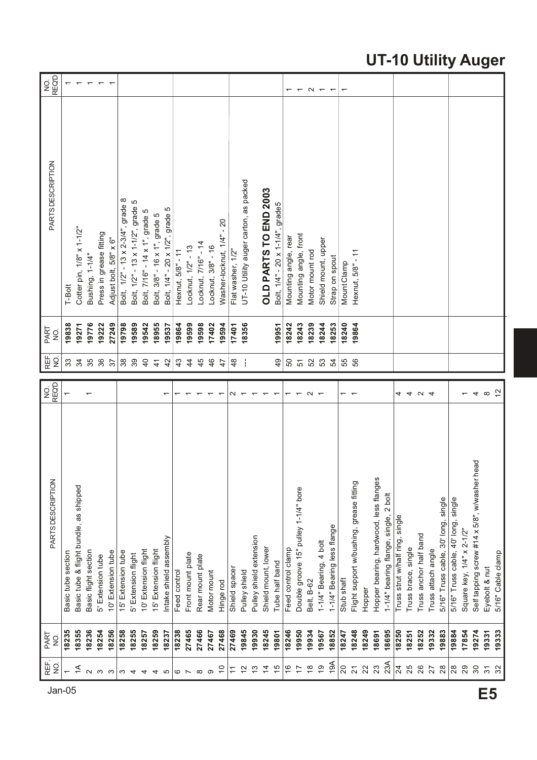# UT-10 Utility Auger

| REF. NO. | PART NO. | PARTS DESCRIPTION | NO. REQ'D |
|---|---|---|---|
| 1 | 18235 | Basic tube section | 1 |
| 1A | 18355 | Basic tube & flight bundle, as shipped | |
| 2 | 18236 | Basic flight section | 1 |
| 3 | 18254 | 5' Extension tube | |
| 3 | 18256 | 10' Extension tube | |
| 3 | 18258 | 15' Extension tube | |
| 4 | 18255 | 5' Extension flight | |
| 4 | 18257 | 10' Extension flight | |
| 4 | 18259 | 15' Extension flight | |
| 5 | 18237 | Intake shield assembly | 1 |
| 6 | 18238 | Feed control | 1 |
| 7 | 27465 | Front mount plate | 1 |
| 8 | 27466 | Rear mount plate | 1 |
| 9 | 27467 | Motor mount | 1 |
| 10 | 27468 | Hinge rod | 1 |
| 11 | 27469 | Shield spacer | 2 |
| 12 | 19845 | Pulley shield | 1 |
| 13 | 19930 | Pulley shield extension | 1 |
| 14 | 18245 | Shield mount, lower | 1 |
| 15 | 19801 | Tube half band | 1 |
| 16 | 18246 | Feed control clamp | 1 |
| 17 | 19950 | Double groove 15" pulley 1-1/4" bore | 1 |
| 18 | 19934 | Belt, B-62 | 2 |
| 19 | 19567 | 1-1/4" Bearing, 4 bolt | 1 |
| 19A | 18852 | 1-1/4" Bearing less flange | |
| 20 | 18247 | Stub shaft | 1 |
| 21 | 18248 | Flight support w/bushing, grease fitting | 1 |
| 22 | 18249 | Hopper | |
| 23 | 18691 | Hopper bearing, hardwood, less flanges | |
| 23A | 18695 | 1-1/4" bearing flange, single, 2 bolt | |
| 24 | 18250 | Truss strut w/half ring, single | 4 |
| 25 | 18251 | Truss brace, single | 4 |
| 26 | 18252 | Truss anchor half band | 2 |
| 27 | 19332 | Truss attach angle | 4 |
| 28 | 19883 | 5/16" Truss cable, 30' long, single | |
| 28 | 19884 | 5/16" Truss cable, 40' long, single | |
| 29 | 17854 | Square key, 1/4" x 2-1/2" | 1 |
| 30 | 19274 | Self tapping screw #14 x 5/8", w/washer head | 4 |
| 31 | 19331 | Eyebolt & nut | 8 |
| 32 | 19333 | 5/16" Cable clamp | 12 |
| 33 | 19838 | T-Bolt | 1 |
| 34 | 19271 | Cotter pin, 1/8" x 1-1/2" | 1 |
| 35 | 19776 | Bushing, 1-1/4" | 1 |
| 36 | 19222 | Press in grease fitting | 1 |
| 37 | 27249 | Adjust bolt, 5/8" x 6" | 1 |
| 38 | 19798 | Bolt, 1/2" - 13 x 2-3/4", grade 8 | |
| 39 | 19589 | Bolt, 1/2" - 13 x 1-1/2", grade 5 | |
| 40 | 19542 | Bolt, 7/16" - 14 x 1", grade 5 | |
| 41 | 18955 | Bolt, 3/8" - 16 x 1", grade 5 | |
| 42 | 19537 | Bolt, 1/4" - 20 x 1/2", grade 5 | |
| 43 | 19864 | Hexnut, 5/8" - 11 | |
| 44 | 19599 | Locknut, 1/2" - 13 | |
| 45 | 19598 | Locknut, 7/16" - 14 | |
| 46 | 17402 | Locknut, 3/8" - 16 | |
| 47 | 19594 | Washer-locknut, 1/4" - 20 | |
| 48 | 17401 | Flat washer, 1/2" | |
| --- | 18356 | UT-10 Utility auger carton, as packed | |
| | | **OLD PARTS TO END 2003** | |
| 49 | 19951 | Bolt, 1/4" - 20 x 1-1/4", grade5 | |
| 50 | 18242 | Mounting angle, rear | 1 |
| 51 | 18243 | Mounting angle, front | 1 |
| 52 | 18239 | Motor mount rod | 2 |
| 53 | 18244 | Shield mount, upper | 1 |
| 54 | 18253 | Strap on spout | 1 |
| 55 | 18240 | Mount Clamp | 1 |
| 56 | 19864 | Hexnut, 5/8" - 11 | |

Jan-05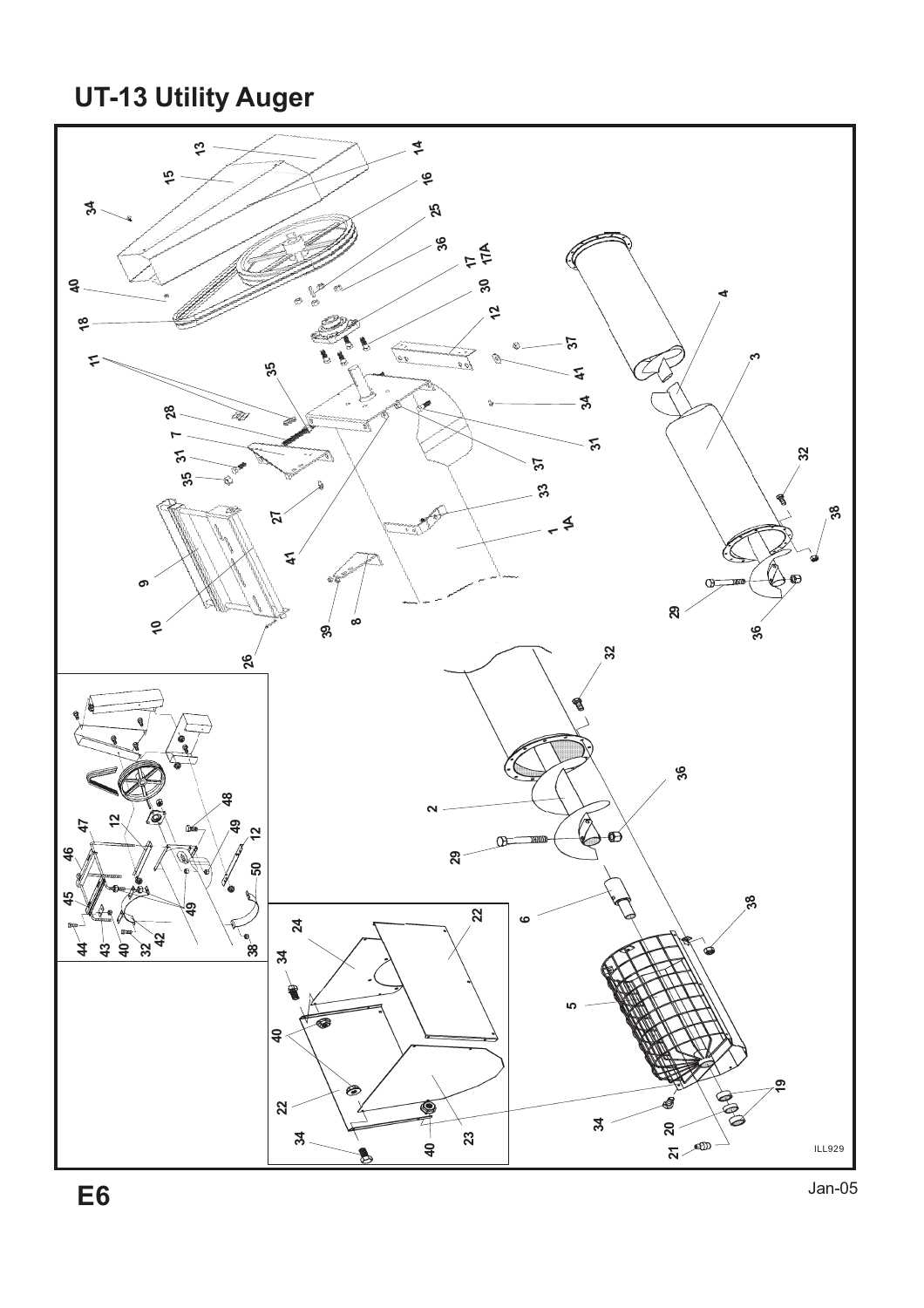# UT-13 Utility Auger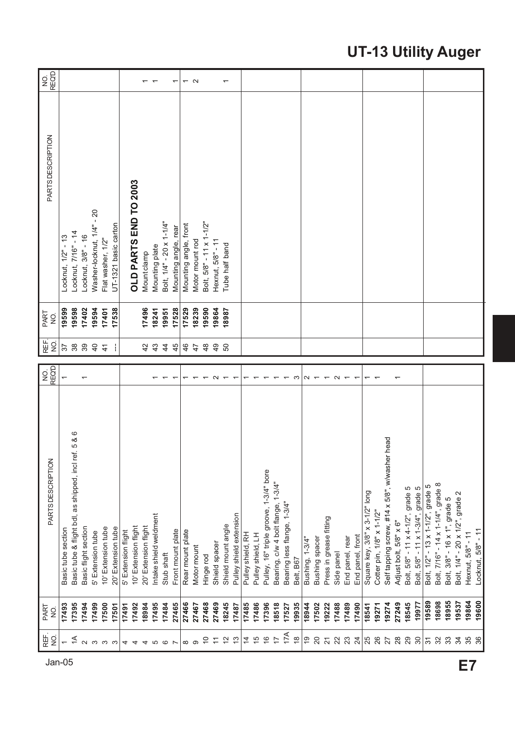# UT-13 Utility Auger

| REF. NO. | PART NO. | PARTS DESCRIPTION | NO. REQ'D |
|---|---|---|---|
| 1 | 17493 | Basic tube section | 1 |
| 1A | 17395 | Basic tube & flight bdl, as shipped, incl ref. 5 & 6 | |
| 2 | 17494 | Basic flight section | 1 |
| 3 | 17499 | 5' Extension tube | |
| 3 | 17500 | 10' Extension tube | |
| 3 | 17501 | 20' Extension tube | |
| 4 | 17491 | 5' Extension flight | |
| 4 | 17492 | 10' Extension flight | |
| 4 | 18984 | 20' Extension flight | |
| 5 | 17495 | Intake shield weldment | 1 |
| 6 | 17484 | Stub shaft | 1 |
| 7 | 27465 | Front mount plate | 1 |
| 8 | 27466 | Rear mount plate | 1 |
| 9 | 27467 | Motor mount | 1 |
| 10 | 27468 | Hinge rod | 1 |
| 11 | 27469 | Shield spacer | 2 |
| 12 | 18245 | Shield mount angle | 1 |
| 13 | 17487 | Pulley shield extension | 1 |
| 14 | 17485 | Pulley shield, RH | 1 |
| 15 | 17486 | Pulley shield, LH | 1 |
| 16 | 17396 | Pulley, 16" triple groove, 1-3/4" bore | 1 |
| 17 | 18518 | Bearing, c/w 4 bolt flange, 1-3/4" | 1 |
| 17A | 17527 | Bearing less flange, 1-3/4" | 1 |
| 18 | 19935 | Belt, B67 | 3 |
| 19 | 18944 | Bushing, 1-3/4" | 2 |
| 20 | 17502 | Bushing spacer | 1 |
| 21 | 19222 | Press in grease fitting | 1 |
| 22 | 17488 | Side panel | 2 |
| 23 | 17489 | End panel, rear | 1 |
| 24 | 17490 | End panel, front | 1 |
| 25 | 18541 | Square key, 3/8" x 3-1/2" long | 1 |
| 26 | 19271 | Cotter pin, 1/8" x 1-1/2" | 1 |
| 27 | 19274 | Self tapping screw, #14 x 5/8", w/washer head | |
| 28 | 27249 | Adjust bolt, 5/8" x 6" | 1 |
| 29 | 18545 | Bolt, 5/8" - 11 x 4-1/2", grade 5 | |
| 30 | 19977 | Bolt, 5/8" - 11 x 1-3/4", grade 5 | |
| 31 | 19589 | Bolt, 1/2" - 13 x 1-1/2", grade 5 | |
| 32 | 18698 | Bolt, 7/16" - 14 x 1-1/4", grade 8 | |
| 33 | 18955 | Bolt, 3/8" - 16 x 1", grade 5 | |
| 34 | 19537 | Bolt, 1/4" - 20 x 1/2", grade 2 | |
| 35 | 19864 | Hexnut, 5/8" - 11 | |
| 36 | 19600 | Locknut, 5/8" - 11 | |
| 37 | 19599 | Locknut, 1/2" - 13 | |
| 38 | 19598 | Locknut, 7/16" - 14 | |
| 39 | 17402 | Locknut, 3/8" - 16 | |
| 40 | 19594 | Washer-locknut, 1/4" - 20 | |
| 41 | 17401 | Flat washer, 1/2" | |
| --- | 17538 | UT-1321 basic carton | |
| | | **OLD PARTS END TO 2003** | |
| 42 | 17496 | Mount clamp | 1 |
| 43 | 18241 | Mounting plate | 1 |
| 44 | 19951 | Bolt, 1/4" - 20 x 1-1/4" | |
| 45 | 17528 | Mounting angle, rear | 1 |
| 46 | 17529 | Mounting angle, front | 1 |
| 47 | 18239 | Motor mount rod | 2 |
| 48 | 19590 | Bolt, 5/8" - 11 x 1-1/2" | |
| 49 | 19864 | Hexnut, 5/8" - 11 | |
| 50 | 18987 | Tube half band | 1 |

Jan-05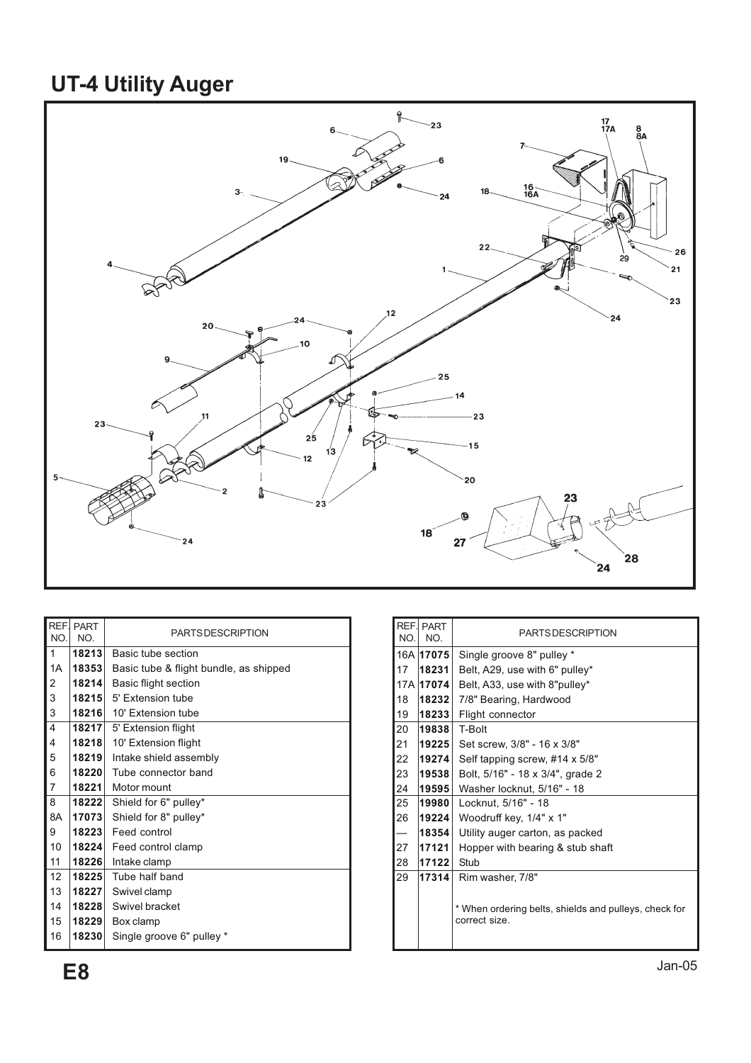# UT-4 Utility Auger

| REF. NO. | PART NO. | PARTS DESCRIPTION |
|---|---|---|
| 1 | **18213** | Basic tube section |
| 1A | **18353** | Basic tube & flight bundle, as shipped |
| 2 | **18214** | Basic flight section |
| 3 | **18215** | 5' Extension tube |
| 3 | **18216** | 10' Extension tube |
| 4 | **18217** | 5' Extension flight |
| 4 | **18218** | 10' Extension flight |
| 5 | **18219** | Intake shield assembly |
| 6 | **18220** | Tube connector band |
| 7 | **18221** | Motor mount |
| 8 | **18222** | Shield for 6" pulley* |
| 8A | **17073** | Shield for 8" pulley* |
| 9 | **18223** | Feed control |
| 10 | **18224** | Feed control clamp |
| 11 | **18226** | Intake clamp |
| 12 | **18225** | Tube half band |
| 13 | **18227** | Swivel clamp |
| 14 | **18228** | Swivel bracket |
| 15 | **18229** | Box clamp |
| 16 | **18230** | Single groove 6" pulley * |

| REF. NO. | PART NO. | PARTS DESCRIPTION |
|---|---|---|
| 16A | **17075** | Single groove 8" pulley * |
| 17 | **18231** | Belt, A29, use with 6" pulley* |
| 17A | **17074** | Belt, A33, use with 8"pulley* |
| 18 | **18232** | 7/8" Bearing, Hardwood |
| 19 | **18233** | Flight connector |
| 20 | **19838** | T-Bolt |
| 21 | **19225** | Set screw, 3/8" - 16 x 3/8" |
| 22 | **19274** | Self tapping screw, #14 x 5/8" |
| 23 | **19538** | Bolt, 5/16" - 18 x 3/4", grade 2 |
| 24 | **19595** | Washer locknut, 5/16" - 18 |
| 25 | **19980** | Locknut, 5/16" - 18 |
| 26 | **19224** | Woodruff key, 1/4" x 1" |
| — | **18354** | Utility auger carton, as packed |
| 27 | **17121** | Hopper with bearing & stub shaft |
| 28 | **17122** | Stub |
| 29 | **17314** | Rim washer, 7/8" |

* When ordering belts, shields and pulleys, check for correct size.

Jan-05